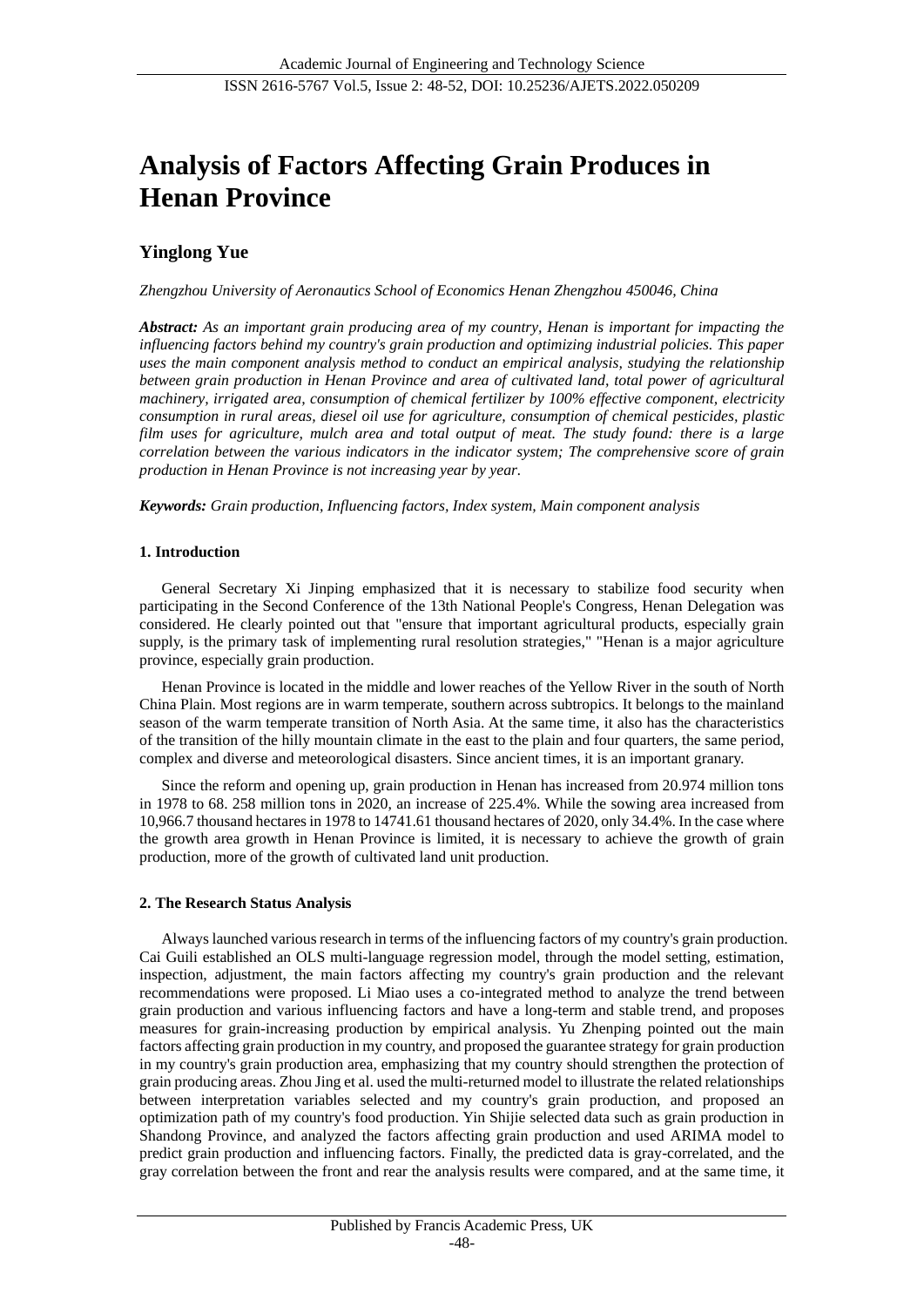# Analysis of Factors Affecting Grain Produces in Henan Province

## Yinglong Yue

*Zhengzhou University of Aeronautics School of Economics Henan Zhengzhou 450046, China*

***Abstract:** As an important grain producing area of my country, Henan is important for impacting the influencing factors behind my country's grain production and optimizing industrial policies. This paper uses the main component analysis method to conduct an empirical analysis, studying the relationship between grain production in Henan Province and area of cultivated land, total power of agricultural machinery, irrigated area, consumption of chemical fertilizer by 100% effective component, electricity consumption in rural areas, diesel oil use for agriculture, consumption of chemical pesticides, plastic film uses for agriculture, mulch area and total output of meat. The study found: there is a large correlation between the various indicators in the indicator system; The comprehensive score of grain production in Henan Province is not increasing year by year.*

***Keywords:** Grain production, Influencing factors, Index system, Main component analysis*

### 1. Introduction

General Secretary Xi Jinping emphasized that it is necessary to stabilize food security when participating in the Second Conference of the 13th National People's Congress, Henan Delegation was considered. He clearly pointed out that "ensure that important agricultural products, especially grain supply, is the primary task of implementing rural resolution strategies," "Henan is a major agriculture province, especially grain production.

Henan Province is located in the middle and lower reaches of the Yellow River in the south of North China Plain. Most regions are in warm temperate, southern across subtropics. It belongs to the mainland season of the warm temperate transition of North Asia. At the same time, it also has the characteristics of the transition of the hilly mountain climate in the east to the plain and four quarters, the same period, complex and diverse and meteorological disasters. Since ancient times, it is an important granary.

Since the reform and opening up, grain production in Henan has increased from 20.974 million tons in 1978 to 68. 258 million tons in 2020, an increase of 225.4%. While the sowing area increased from 10,966.7 thousand hectares in 1978 to 14741.61 thousand hectares of 2020, only 34.4%. In the case where the growth area growth in Henan Province is limited, it is necessary to achieve the growth of grain production, more of the growth of cultivated land unit production.

### 2. The Research Status Analysis

Always launched various research in terms of the influencing factors of my country's grain production. Cai Guili established an OLS multi-language regression model, through the model setting, estimation, inspection, adjustment, the main factors affecting my country's grain production and the relevant recommendations were proposed. Li Miao uses a co-integrated method to analyze the trend between grain production and various influencing factors and have a long-term and stable trend, and proposes measures for grain-increasing production by empirical analysis. Yu Zhenping pointed out the main factors affecting grain production in my country, and proposed the guarantee strategy for grain production in my country's grain production area, emphasizing that my country should strengthen the protection of grain producing areas. Zhou Jing et al. used the multi-returned model to illustrate the related relationships between interpretation variables selected and my country's grain production, and proposed an optimization path of my country's food production. Yin Shijie selected data such as grain production in Shandong Province, and analyzed the factors affecting grain production and used ARIMA model to predict grain production and influencing factors. Finally, the predicted data is gray-correlated, and the gray correlation between the front and rear the analysis results were compared, and at the same time, it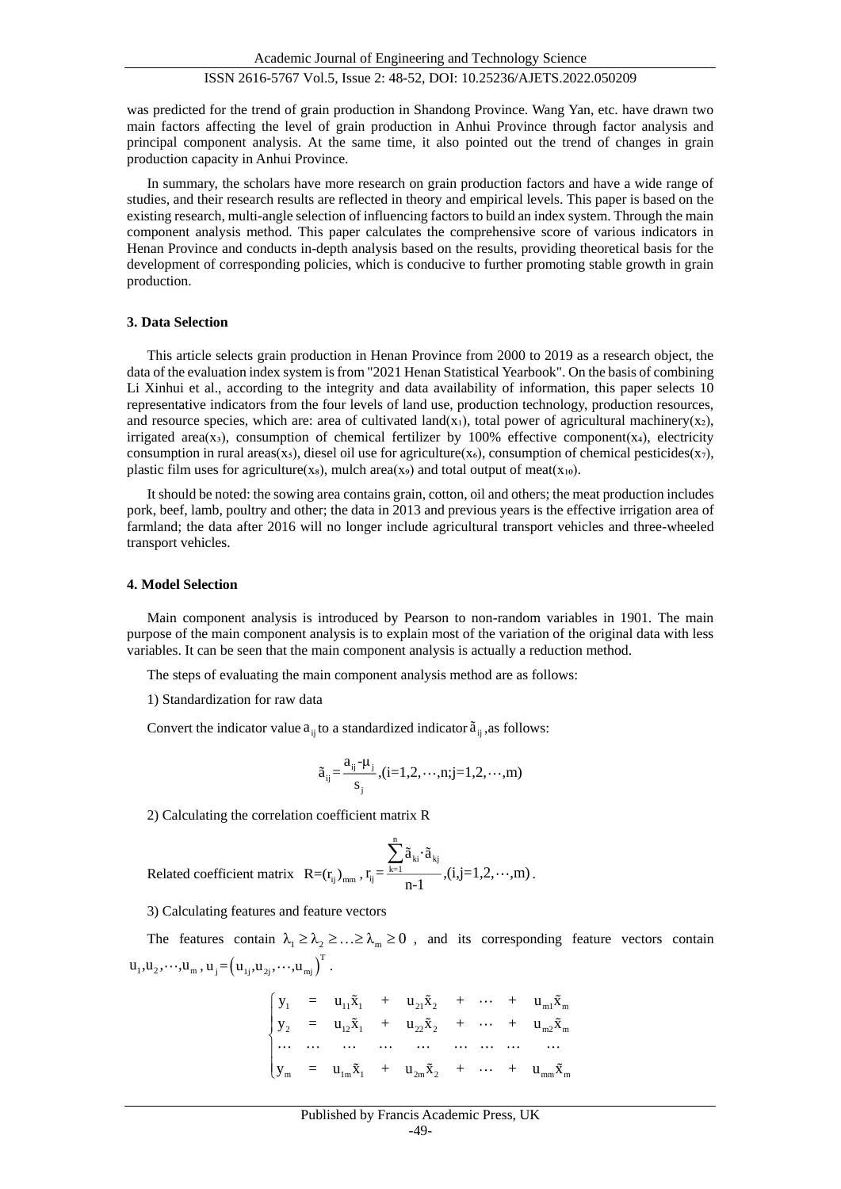was predicted for the trend of grain production in Shandong Province. Wang Yan, etc. have drawn two main factors affecting the level of grain production in Anhui Province through factor analysis and principal component analysis. At the same time, it also pointed out the trend of changes in grain production capacity in Anhui Province.

In summary, the scholars have more research on grain production factors and have a wide range of studies, and their research results are reflected in theory and empirical levels. This paper is based on the existing research, multi-angle selection of influencing factors to build an index system. Through the main component analysis method. This paper calculates the comprehensive score of various indicators in Henan Province and conducts in-depth analysis based on the results, providing theoretical basis for the development of corresponding policies, which is conducive to further promoting stable growth in grain production.

### 3. Data Selection

This article selects grain production in Henan Province from 2000 to 2019 as a research object, the data of the evaluation index system is from "2021 Henan Statistical Yearbook". On the basis of combining Li Xinhui et al., according to the integrity and data availability of information, this paper selects 10 representative indicators from the four levels of land use, production technology, production resources, and resource species, which are: area of cultivated land($x_1$), total power of agricultural machinery($x_2$), irrigated area($x_3$), consumption of chemical fertilizer by 100% effective component($x_4$), electricity consumption in rural areas($x_5$), diesel oil use for agriculture($x_6$), consumption of chemical pesticides($x_7$), plastic film uses for agriculture($x_8$), mulch area($x_9$) and total output of meat($x_{10}$).

It should be noted: the sowing area contains grain, cotton, oil and others; the meat production includes pork, beef, lamb, poultry and other; the data in 2013 and previous years is the effective irrigation area of farmland; the data after 2016 will no longer include agricultural transport vehicles and three-wheeled transport vehicles.

### 4. Model Selection

Main component analysis is introduced by Pearson to non-random variables in 1901. The main purpose of the main component analysis is to explain most of the variation of the original data with less variables. It can be seen that the main component analysis is actually a reduction method.

The steps of evaluating the main component analysis method are as follows:

1) Standardization for raw data

Convert the indicator value $a_{ij}$ to a standardized indicator $\tilde{a}_{ij}$, as follows:

$$\tilde{a}_{ij}=\frac{a_{ij}-\mu_j}{s_j},(i=1,2,\cdots,n;j=1,2,\cdots,m)$$

2) Calculating the correlation coefficient matrix R

Related coefficient matrix $R=(r_{ij})_{mm}$, $r_{ij}=\dfrac{\sum_{k=1}^{n}\tilde{a}_{ki}\cdot\tilde{a}_{kj}}{n-1},(i,j=1,2,\cdots,m)$.

3) Calculating features and feature vectors

The features contain $\lambda_1 \geq \lambda_2 \geq \ldots \geq \lambda_m \geq 0$, and its corresponding feature vectors contain $u_1,u_2,\cdots,u_m$, $u_j=\left(u_{1j},u_{2j},\cdots,u_{mj}\right)^T$.

$$\begin{cases} y_1 = u_{11}\tilde{x}_1 + u_{21}\tilde{x}_2 + \cdots + u_{m1}\tilde{x}_m \\ y_2 = u_{12}\tilde{x}_1 + u_{22}\tilde{x}_2 + \cdots + u_{m2}\tilde{x}_m \\ \cdots \quad \cdots \quad \cdots \quad \cdots \quad \cdots \quad \cdots \\ y_m = u_{1m}\tilde{x}_1 + u_{2m}\tilde{x}_2 + \cdots + u_{mm}\tilde{x}_m \end{cases}$$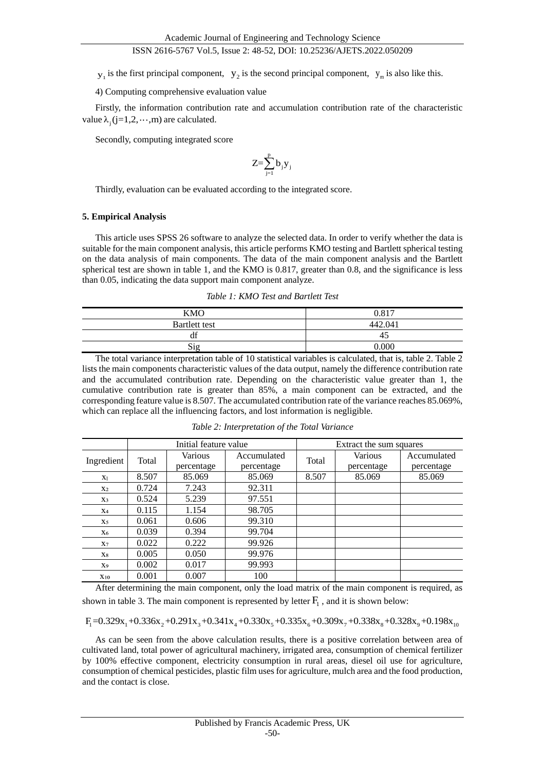$y_1$ is the first principal component, $y_2$ is the second principal component, $y_m$ is also like this.

4) Computing comprehensive evaluation value

Firstly, the information contribution rate and accumulation contribution rate of the characteristic value $\lambda_j$ (j=1,2,⋯,m) are calculated.

Secondly, computing integrated score

$$Z=\sum_{j=1}^{p} b_j y_j$$

Thirdly, evaluation can be evaluated according to the integrated score.

## 5. Empirical Analysis

This article uses SPSS 26 software to analyze the selected data. In order to verify whether the data is suitable for the main component analysis, this article performs KMO testing and Bartlett spherical testing on the data analysis of main components. The data of the main component analysis and the Bartlett spherical test are shown in table 1, and the KMO is 0.817, greater than 0.8, and the significance is less than 0.05, indicating the data support main component analyze.

*Table 1: KMO Test and Bartlett Test*

| KMO | 0.817 |
|---|---|
| Bartlett test | 442.041 |
| df | 45 |
| Sig | 0.000 |

The total variance interpretation table of 10 statistical variables is calculated, that is, table 2. Table 2 lists the main components characteristic values of the data output, namely the difference contribution rate and the accumulated contribution rate. Depending on the characteristic value greater than 1, the cumulative contribution rate is greater than 85%, a main component can be extracted, and the corresponding feature value is 8.507. The accumulated contribution rate of the variance reaches 85.069%, which can replace all the influencing factors, and lost information is negligible.

*Table 2: Interpretation of the Total Variance*

| | Initial feature value | | | Extract the sum squares | | |
|---|---|---|---|---|---|---|
| Ingredient | Total | Various percentage | Accumulated percentage | Total | Various percentage | Accumulated percentage |
| $x_1$ | 8.507 | 85.069 | 85.069 | 8.507 | 85.069 | 85.069 |
| $x_2$ | 0.724 | 7.243 | 92.311 | | | |
| $x_3$ | 0.524 | 5.239 | 97.551 | | | |
| $x_4$ | 0.115 | 1.154 | 98.705 | | | |
| $x_5$ | 0.061 | 0.606 | 99.310 | | | |
| $x_6$ | 0.039 | 0.394 | 99.704 | | | |
| $x_7$ | 0.022 | 0.222 | 99.926 | | | |
| $x_8$ | 0.005 | 0.050 | 99.976 | | | |
| $x_9$ | 0.002 | 0.017 | 99.993 | | | |
| $x_{10}$ | 0.001 | 0.007 | 100 | | | |

After determining the main component, only the load matrix of the main component is required, as shown in table 3. The main component is represented by letter $F_1$, and it is shown below:

$$F_1=0.329x_1+0.336x_2+0.291x_3+0.341x_4+0.330x_5+0.335x_6+0.309x_7+0.338x_8+0.328x_9+0.198x_{10}$$

As can be seen from the above calculation results, there is a positive correlation between area of cultivated land, total power of agricultural machinery, irrigated area, consumption of chemical fertilizer by 100% effective component, electricity consumption in rural areas, diesel oil use for agriculture, consumption of chemical pesticides, plastic film uses for agriculture, mulch area and the food production, and the contact is close.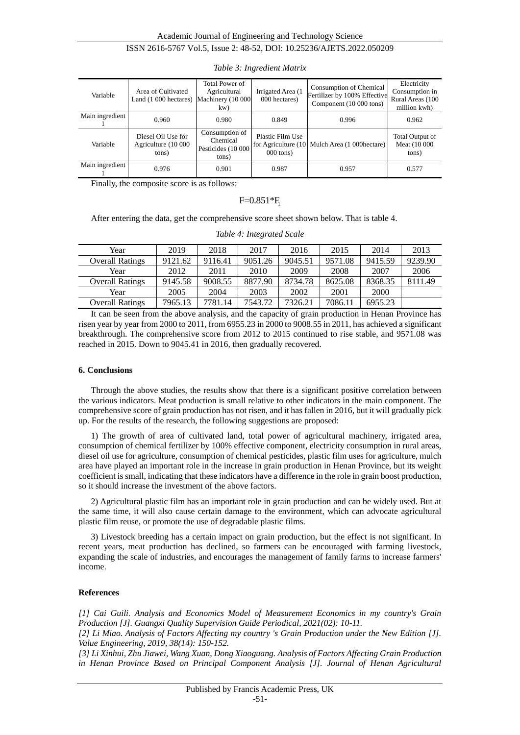*Table 3: Ingredient Matrix*

| Variable | Area of Cultivated Land (1 000 hectares) | Total Power of Agricultural Machinery (10 000 kw) | Irrigated Area (1 000 hectares) | Consumption of Chemical Fertilizer by 100% Effective Component (10 000 tons) | Electricity Consumption in Rural Areas (100 million kwh) |
|---|---|---|---|---|---|
| Main ingredient 1 | 0.960 | 0.980 | 0.849 | 0.996 | 0.962 |
| Variable | Diesel Oil Use for Agriculture (10 000 tons) | Consumption of Chemical Pesticides (10 000 tons) | Plastic Film Use for Agriculture (10 000 tons) | Mulch Area (1 000hectare) | Total Output of Meat (10 000 tons) |
| Main ingredient 1 | 0.976 | 0.901 | 0.987 | 0.957 | 0.577 |

Finally, the composite score is as follows:

$$F=0.851*F_1$$

After entering the data, get the comprehensive score sheet shown below. That is table 4.

*Table 4: Integrated Scale*

| Year | 2019 | 2018 | 2017 | 2016 | 2015 | 2014 | 2013 |
|---|---|---|---|---|---|---|---|
| Overall Ratings | 9121.62 | 9116.41 | 9051.26 | 9045.51 | 9571.08 | 9415.59 | 9239.90 |
| Year | 2012 | 2011 | 2010 | 2009 | 2008 | 2007 | 2006 |
| Overall Ratings | 9145.58 | 9008.55 | 8877.90 | 8734.78 | 8625.08 | 8368.35 | 8111.49 |
| Year | 2005 | 2004 | 2003 | 2002 | 2001 | 2000 | |
| Overall Ratings | 7965.13 | 7781.14 | 7543.72 | 7326.21 | 7086.11 | 6955.23 | |

It can be seen from the above analysis, and the capacity of grain production in Henan Province has risen year by year from 2000 to 2011, from 6955.23 in 2000 to 9008.55 in 2011, has achieved a significant breakthrough. The comprehensive score from 2012 to 2015 continued to rise stable, and 9571.08 was reached in 2015. Down to 9045.41 in 2016, then gradually recovered.

## 6. Conclusions

Through the above studies, the results show that there is a significant positive correlation between the various indicators. Meat production is small relative to other indicators in the main component. The comprehensive score of grain production has not risen, and it has fallen in 2016, but it will gradually pick up. For the results of the research, the following suggestions are proposed:

1) The growth of area of cultivated land, total power of agricultural machinery, irrigated area, consumption of chemical fertilizer by 100% effective component, electricity consumption in rural areas, diesel oil use for agriculture, consumption of chemical pesticides, plastic film uses for agriculture, mulch area have played an important role in the increase in grain production in Henan Province, but its weight coefficient is small, indicating that these indicators have a difference in the role in grain boost production, so it should increase the investment of the above factors.

2) Agricultural plastic film has an important role in grain production and can be widely used. But at the same time, it will also cause certain damage to the environment, which can advocate agricultural plastic film reuse, or promote the use of degradable plastic films.

3) Livestock breeding has a certain impact on grain production, but the effect is not significant. In recent years, meat production has declined, so farmers can be encouraged with farming livestock, expanding the scale of industries, and encourages the management of family farms to increase farmers' income.

## References

*[1] Cai Guili. Analysis and Economics Model of Measurement Economics in my country's Grain Production [J]. Guangxi Quality Supervision Guide Periodical, 2021(02): 10-11.*

*[2] Li Miao. Analysis of Factors Affecting my country 's Grain Production under the New Edition [J]. Value Engineering, 2019, 38(14): 150-152.*

*[3] Li Xinhui, Zhu Jiawei, Wang Xuan, Dong Xiaoguang. Analysis of Factors Affecting Grain Production in Henan Province Based on Principal Component Analysis [J]. Journal of Henan Agricultural*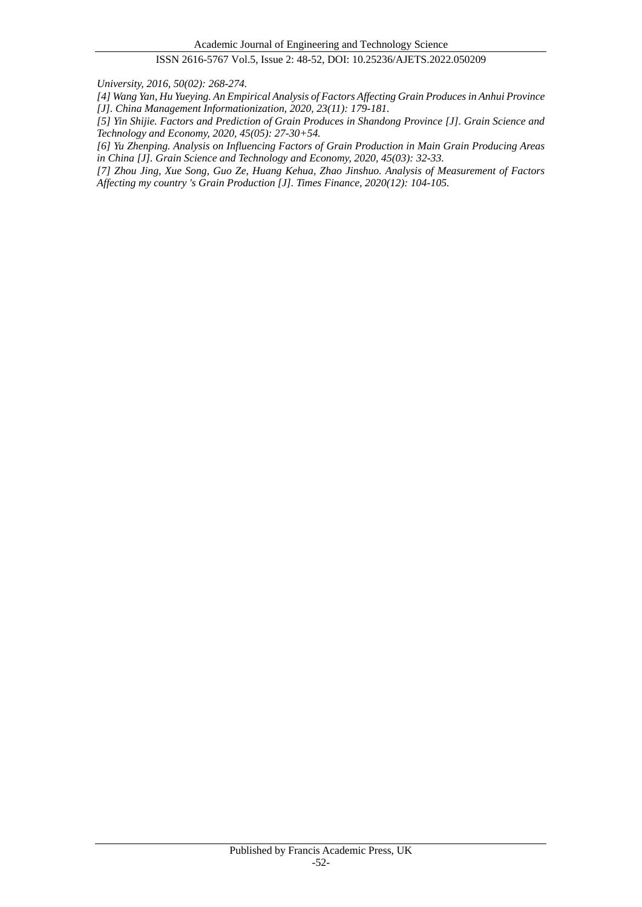*University, 2016, 50(02): 268-274.*

*[4] Wang Yan, Hu Yueying. An Empirical Analysis of Factors Affecting Grain Produces in Anhui Province [J]. China Management Informationization, 2020, 23(11): 179-181.*

*[5] Yin Shijie. Factors and Prediction of Grain Produces in Shandong Province [J]. Grain Science and Technology and Economy, 2020, 45(05): 27-30+54.*

*[6] Yu Zhenping. Analysis on Influencing Factors of Grain Production in Main Grain Producing Areas in China [J]. Grain Science and Technology and Economy, 2020, 45(03): 32-33.*

*[7] Zhou Jing, Xue Song, Guo Ze, Huang Kehua, Zhao Jinshuo. Analysis of Measurement of Factors Affecting my country 's Grain Production [J]. Times Finance, 2020(12): 104-105.*